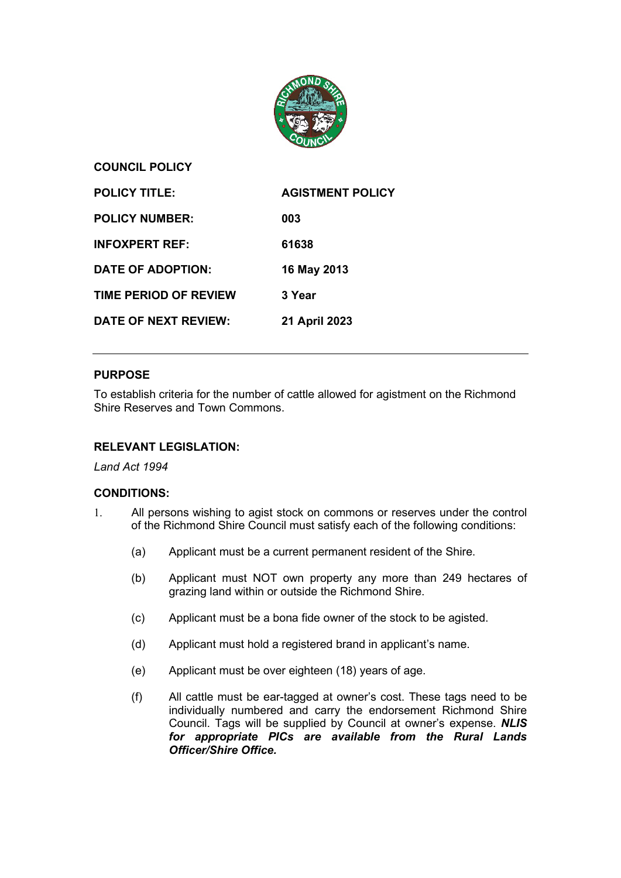**COUNCIL POLICY**

| | |
|---|---|
| **POLICY TITLE:** | **AGISTMENT POLICY** |
| **POLICY NUMBER:** | **003** |
| **INFOXPERT REF:** | **61638** |
| **DATE OF ADOPTION:** | **16 May 2013** |
| **TIME PERIOD OF REVIEW** | **3 Year** |
| **DATE OF NEXT REVIEW:** | **21 April 2023** |

---

## PURPOSE

To establish criteria for the number of cattle allowed for agistment on the Richmond Shire Reserves and Town Commons.

## RELEVANT LEGISLATION:

*Land Act 1994*

## CONDITIONS:

1. All persons wishing to agist stock on commons or reserves under the control of the Richmond Shire Council must satisfy each of the following conditions:

   (a) Applicant must be a current permanent resident of the Shire.

   (b) Applicant must NOT own property any more than 249 hectares of grazing land within or outside the Richmond Shire.

   (c) Applicant must be a bona fide owner of the stock to be agisted.

   (d) Applicant must hold a registered brand in applicant's name.

   (e) Applicant must be over eighteen (18) years of age.

   (f) All cattle must be ear-tagged at owner's cost. These tags need to be individually numbered and carry the endorsement Richmond Shire Council. Tags will be supplied by Council at owner's expense. ***NLIS for appropriate PICs are available from the Rural Lands Officer/Shire Office.***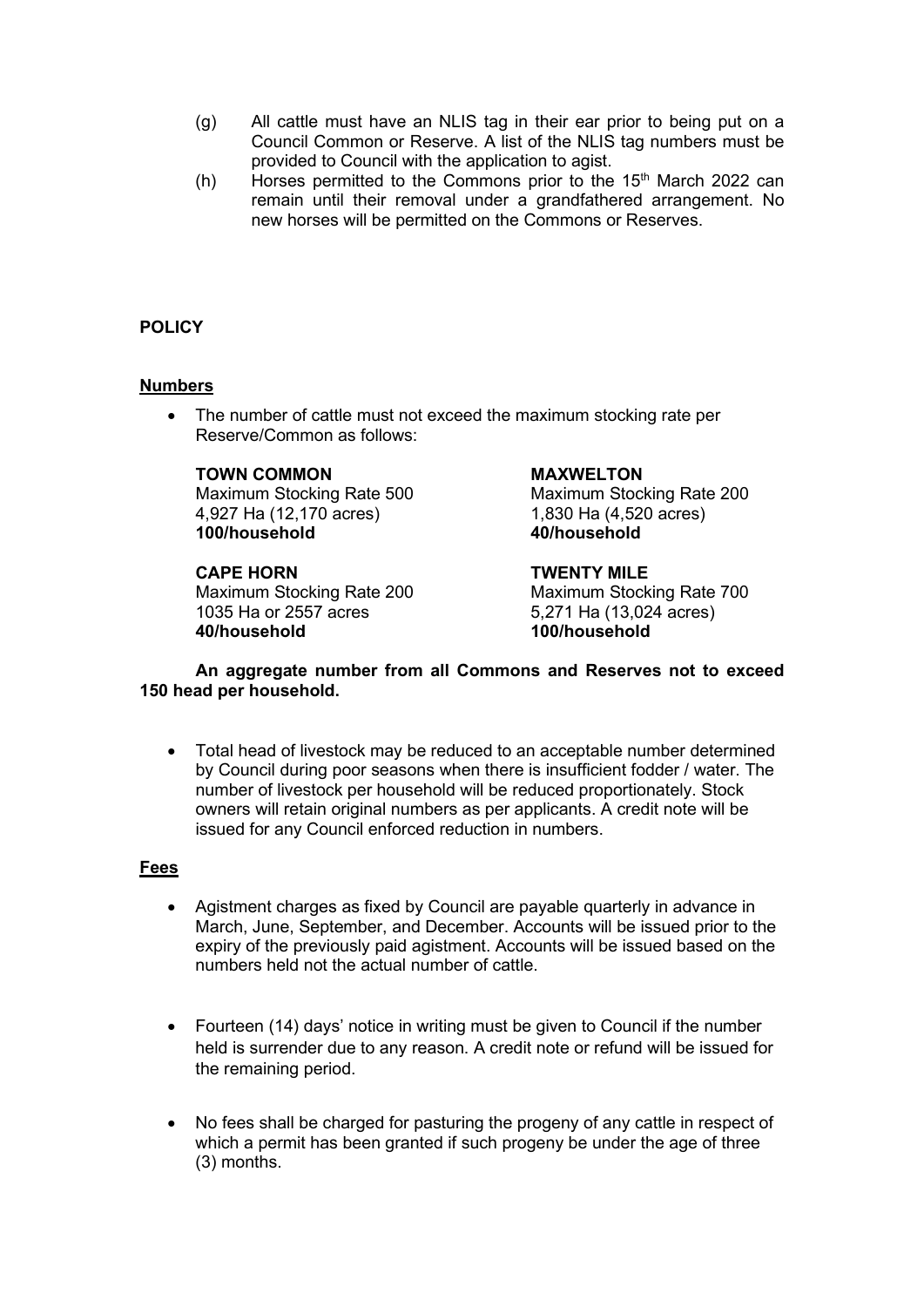(g) All cattle must have an NLIS tag in their ear prior to being put on a Council Common or Reserve. A list of the NLIS tag numbers must be provided to Council with the application to agist.

(h) Horses permitted to the Commons prior to the 15th March 2022 can remain until their removal under a grandfathered arrangement. No new horses will be permitted on the Commons or Reserves.

**POLICY**

**Numbers**

- The number of cattle must not exceed the maximum stocking rate per Reserve/Common as follows:

**TOWN COMMON**
Maximum Stocking Rate 500
4,927 Ha (12,170 acres)
**100/household**

**MAXWELTON**
Maximum Stocking Rate 200
1,830 Ha (4,520 acres)
**40/household**

**CAPE HORN**
Maximum Stocking Rate 200
1035 Ha or 2557 acres
**40/household**

**TWENTY MILE**
Maximum Stocking Rate 700
5,271 Ha (13,024 acres)
**100/household**

**An aggregate number from all Commons and Reserves not to exceed 150 head per household.**

- Total head of livestock may be reduced to an acceptable number determined by Council during poor seasons when there is insufficient fodder / water. The number of livestock per household will be reduced proportionately. Stock owners will retain original numbers as per applicants. A credit note will be issued for any Council enforced reduction in numbers.

**Fees**

- Agistment charges as fixed by Council are payable quarterly in advance in March, June, September, and December. Accounts will be issued prior to the expiry of the previously paid agistment. Accounts will be issued based on the numbers held not the actual number of cattle.

- Fourteen (14) days' notice in writing must be given to Council if the number held is surrender due to any reason. A credit note or refund will be issued for the remaining period.

- No fees shall be charged for pasturing the progeny of any cattle in respect of which a permit has been granted if such progeny be under the age of three (3) months.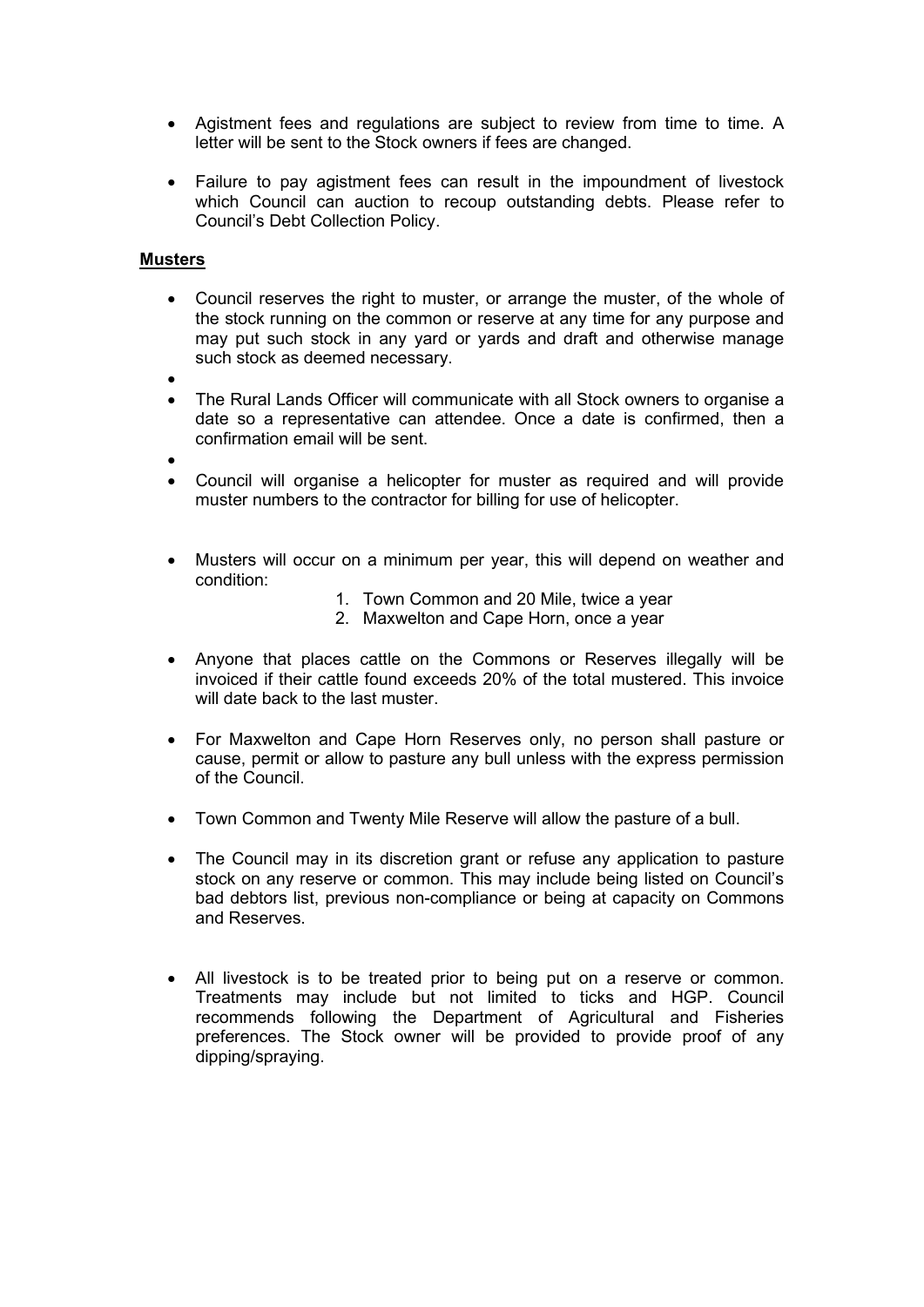- Agistment fees and regulations are subject to review from time to time. A letter will be sent to the Stock owners if fees are changed.

- Failure to pay agistment fees can result in the impoundment of livestock which Council can auction to recoup outstanding debts. Please refer to Council's Debt Collection Policy.

**Musters**

- Council reserves the right to muster, or arrange the muster, of the whole of the stock running on the common or reserve at any time for any purpose and may put such stock in any yard or yards and draft and otherwise manage such stock as deemed necessary.
- 
- The Rural Lands Officer will communicate with all Stock owners to organise a date so a representative can attendee. Once a date is confirmed, then a confirmation email will be sent.
- 
- Council will organise a helicopter for muster as required and will provide muster numbers to the contractor for billing for use of helicopter.

- Musters will occur on a minimum per year, this will depend on weather and condition:
    1. Town Common and 20 Mile, twice a year
    2. Maxwelton and Cape Horn, once a year

- Anyone that places cattle on the Commons or Reserves illegally will be invoiced if their cattle found exceeds 20% of the total mustered. This invoice will date back to the last muster.

- For Maxwelton and Cape Horn Reserves only, no person shall pasture or cause, permit or allow to pasture any bull unless with the express permission of the Council.

- Town Common and Twenty Mile Reserve will allow the pasture of a bull.

- The Council may in its discretion grant or refuse any application to pasture stock on any reserve or common. This may include being listed on Council's bad debtors list, previous non-compliance or being at capacity on Commons and Reserves.

- All livestock is to be treated prior to being put on a reserve or common. Treatments may include but not limited to ticks and HGP. Council recommends following the Department of Agricultural and Fisheries preferences. The Stock owner will be provided to provide proof of any dipping/spraying.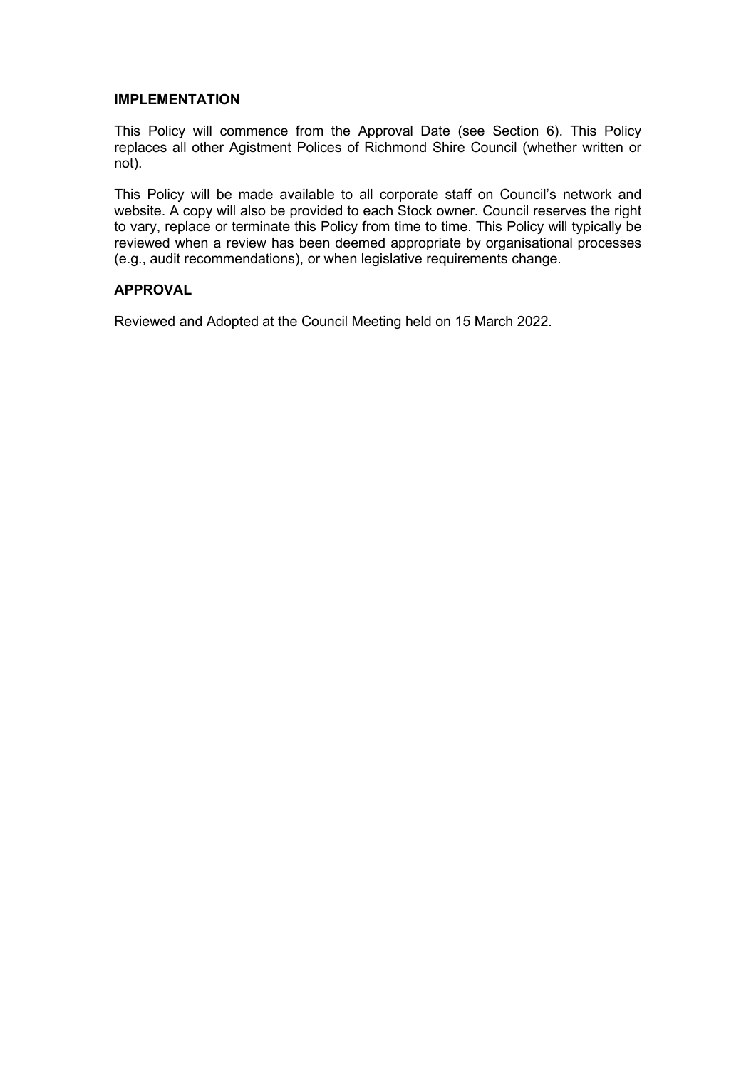## IMPLEMENTATION

This Policy will commence from the Approval Date (see Section 6). This Policy replaces all other Agistment Polices of Richmond Shire Council (whether written or not).

This Policy will be made available to all corporate staff on Council's network and website. A copy will also be provided to each Stock owner. Council reserves the right to vary, replace or terminate this Policy from time to time. This Policy will typically be reviewed when a review has been deemed appropriate by organisational processes (e.g., audit recommendations), or when legislative requirements change.

## APPROVAL

Reviewed and Adopted at the Council Meeting held on 15 March 2022.